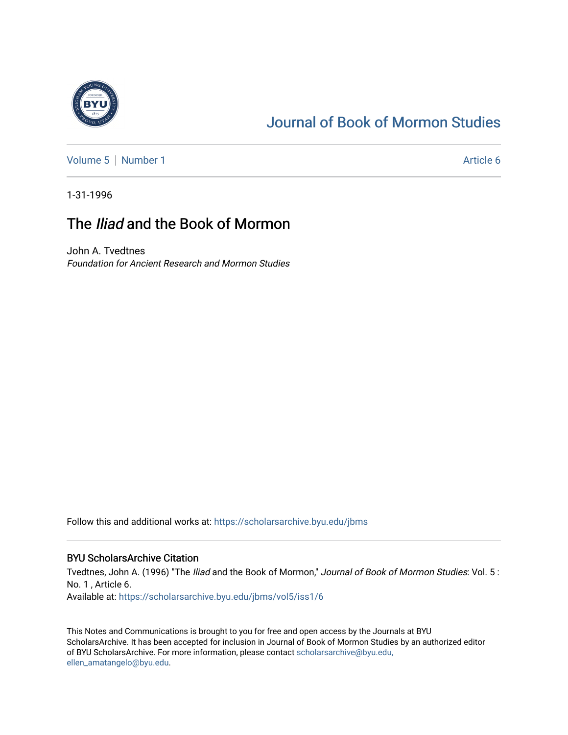Journal of Book of Mormon Studies

Volume 5 | Number 1 | Article 6

1-31-1996

# The *Iliad* and the Book of Mormon

John A. Tvedtnes
*Foundation for Ancient Research and Mormon Studies*

Follow this and additional works at: https://scholarsarchive.byu.edu/jbms

## BYU ScholarsArchive Citation

Tvedtnes, John A. (1996) "The *Iliad* and the Book of Mormon," *Journal of Book of Mormon Studies*: Vol. 5 : No. 1 , Article 6.
Available at: https://scholarsarchive.byu.edu/jbms/vol5/iss1/6

This Notes and Communications is brought to you for free and open access by the Journals at BYU ScholarsArchive. It has been accepted for inclusion in Journal of Book of Mormon Studies by an authorized editor of BYU ScholarsArchive. For more information, please contact scholarsarchive@byu.edu, ellen_amatangelo@byu.edu.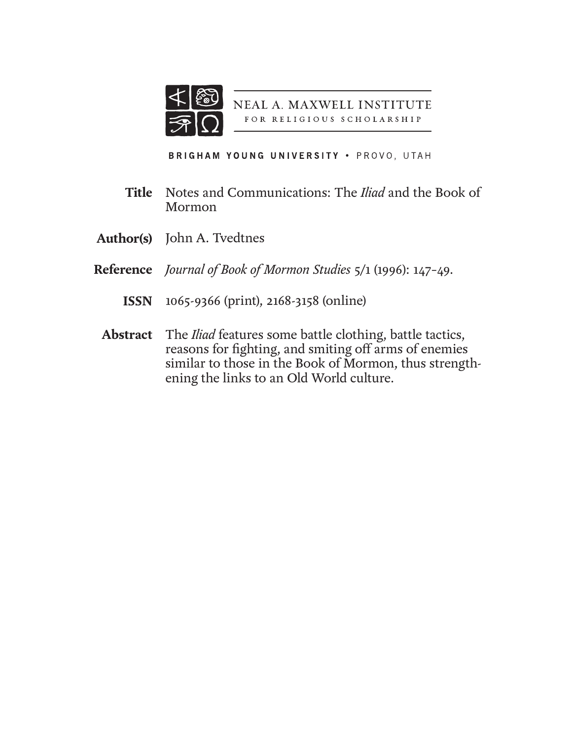NEAL A. MAXWELL INSTITUTE
FOR RELIGIOUS SCHOLARSHIP

BRIGHAM YOUNG UNIVERSITY • PROVO, UTAH

**Title** Notes and Communications: The *Iliad* and the Book of Mormon

**Author(s)** John A. Tvedtnes

**Reference** *Journal of Book of Mormon Studies* 5/1 (1996): 147–49.

**ISSN** 1065-9366 (print), 2168-3158 (online)

**Abstract** The *Iliad* features some battle clothing, battle tactics, reasons for fighting, and smiting off arms of enemies similar to those in the Book of Mormon, thus strengthening the links to an Old World culture.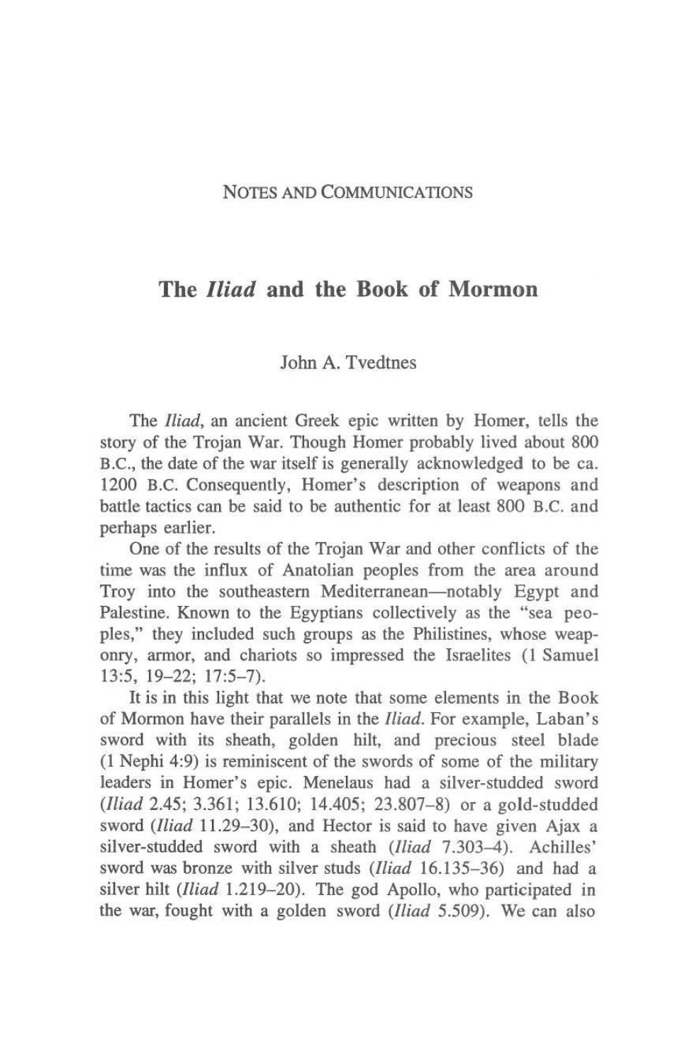NOTES AND COMMUNICATIONS

# The *Iliad* and the Book of Mormon

John A. Tvedtnes

The *Iliad*, an ancient Greek epic written by Homer, tells the story of the Trojan War. Though Homer probably lived about 800 B.C., the date of the war itself is generally acknowledged to be ca. 1200 B.C. Consequently, Homer's description of weapons and battle tactics can be said to be authentic for at least 800 B.C. and perhaps earlier.

One of the results of the Trojan War and other conflicts of the time was the influx of Anatolian peoples from the area around Troy into the southeastern Mediterranean—notably Egypt and Palestine. Known to the Egyptians collectively as the "sea peoples," they included such groups as the Philistines, whose weaponry, armor, and chariots so impressed the Israelites (1 Samuel 13:5, 19–22; 17:5–7).

It is in this light that we note that some elements in the Book of Mormon have their parallels in the *Iliad*. For example, Laban's sword with its sheath, golden hilt, and precious steel blade (1 Nephi 4:9) is reminiscent of the swords of some of the military leaders in Homer's epic. Menelaus had a silver-studded sword (*Iliad* 2.45; 3.361; 13.610; 14.405; 23.807–8) or a gold-studded sword (*Iliad* 11.29–30), and Hector is said to have given Ajax a silver-studded sword with a sheath (*Iliad* 7.303–4). Achilles' sword was bronze with silver studs (*Iliad* 16.135–36) and had a silver hilt (*Iliad* 1.219–20). The god Apollo, who participated in the war, fought with a golden sword (*Iliad* 5.509). We can also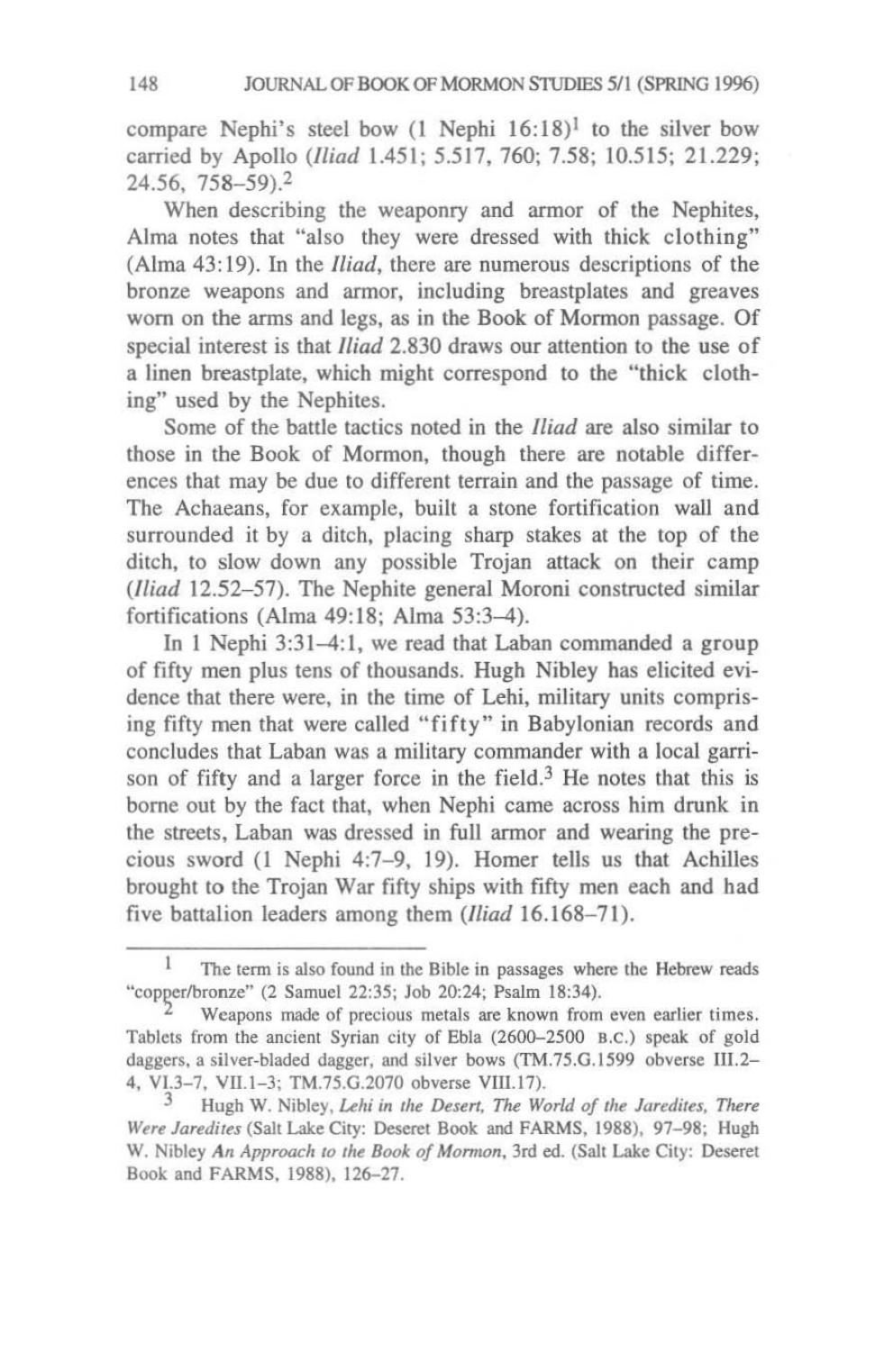compare Nephi's steel bow (1 Nephi 16:18)[1] to the silver bow carried by Apollo (*Iliad* 1.451; 5.517, 760; 7.58; 10.515; 21.229; 24.56, 758–59).[2]

When describing the weaponry and armor of the Nephites, Alma notes that "also they were dressed with thick clothing" (Alma 43:19). In the *Iliad*, there are numerous descriptions of the bronze weapons and armor, including breastplates and greaves worn on the arms and legs, as in the Book of Mormon passage. Of special interest is that *Iliad* 2.830 draws our attention to the use of a linen breastplate, which might correspond to the "thick clothing" used by the Nephites.

Some of the battle tactics noted in the *Iliad* are also similar to those in the Book of Mormon, though there are notable differences that may be due to different terrain and the passage of time. The Achaeans, for example, built a stone fortification wall and surrounded it by a ditch, placing sharp stakes at the top of the ditch, to slow down any possible Trojan attack on their camp (*Iliad* 12.52–57). The Nephite general Moroni constructed similar fortifications (Alma 49:18; Alma 53:3–4).

In 1 Nephi 3:31–4:1, we read that Laban commanded a group of fifty men plus tens of thousands. Hugh Nibley has elicited evidence that there were, in the time of Lehi, military units comprising fifty men that were called "fifty" in Babylonian records and concludes that Laban was a military commander with a local garrison of fifty and a larger force in the field.[3] He notes that this is borne out by the fact that, when Nephi came across him drunk in the streets, Laban was dressed in full armor and wearing the precious sword (1 Nephi 4:7–9, 19). Homer tells us that Achilles brought to the Trojan War fifty ships with fifty men each and had five battalion leaders among them (*Iliad* 16.168–71).

---

[1] The term is also found in the Bible in passages where the Hebrew reads "copper/bronze" (2 Samuel 22:35; Job 20:24; Psalm 18:34).

[2] Weapons made of precious metals are known from even earlier times. Tablets from the ancient Syrian city of Ebla (2600–2500 B.C.) speak of gold daggers, a silver-bladed dagger, and silver bows (TM.75.G.1599 obverse III.2–4, VI.3–7, VII.1–3; TM.75.G.2070 obverse VIII.17).

[3] Hugh W. Nibley, *Lehi in the Desert, The World of the Jaredites, There Were Jaredites* (Salt Lake City: Deseret Book and FARMS, 1988), 97–98; Hugh W. Nibley *An Approach to the Book of Mormon*, 3rd ed. (Salt Lake City: Deseret Book and FARMS, 1988), 126–27.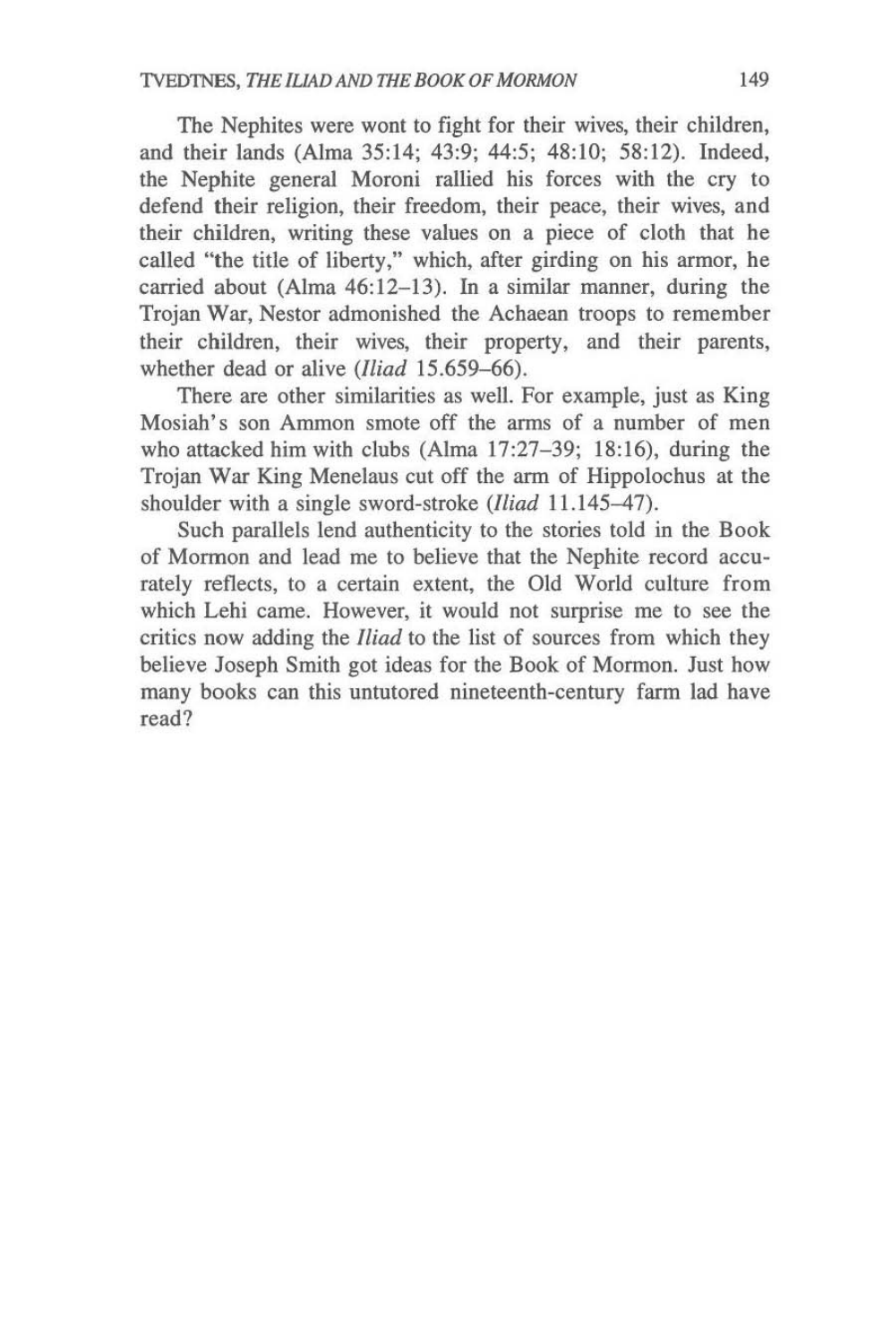The Nephites were wont to fight for their wives, their children, and their lands (Alma 35:14; 43:9; 44:5; 48:10; 58:12). Indeed, the Nephite general Moroni rallied his forces with the cry to defend their religion, their freedom, their peace, their wives, and their children, writing these values on a piece of cloth that he called "the title of liberty," which, after girding on his armor, he carried about (Alma 46:12–13). In a similar manner, during the Trojan War, Nestor admonished the Achaean troops to remember their children, their wives, their property, and their parents, whether dead or alive (*Iliad* 15.659–66).

There are other similarities as well. For example, just as King Mosiah's son Ammon smote off the arms of a number of men who attacked him with clubs (Alma 17:27–39; 18:16), during the Trojan War King Menelaus cut off the arm of Hippolochus at the shoulder with a single sword-stroke (*Iliad* 11.145–47).

Such parallels lend authenticity to the stories told in the Book of Mormon and lead me to believe that the Nephite record accurately reflects, to a certain extent, the Old World culture from which Lehi came. However, it would not surprise me to see the critics now adding the *Iliad* to the list of sources from which they believe Joseph Smith got ideas for the Book of Mormon. Just how many books can this untutored nineteenth-century farm lad have read?